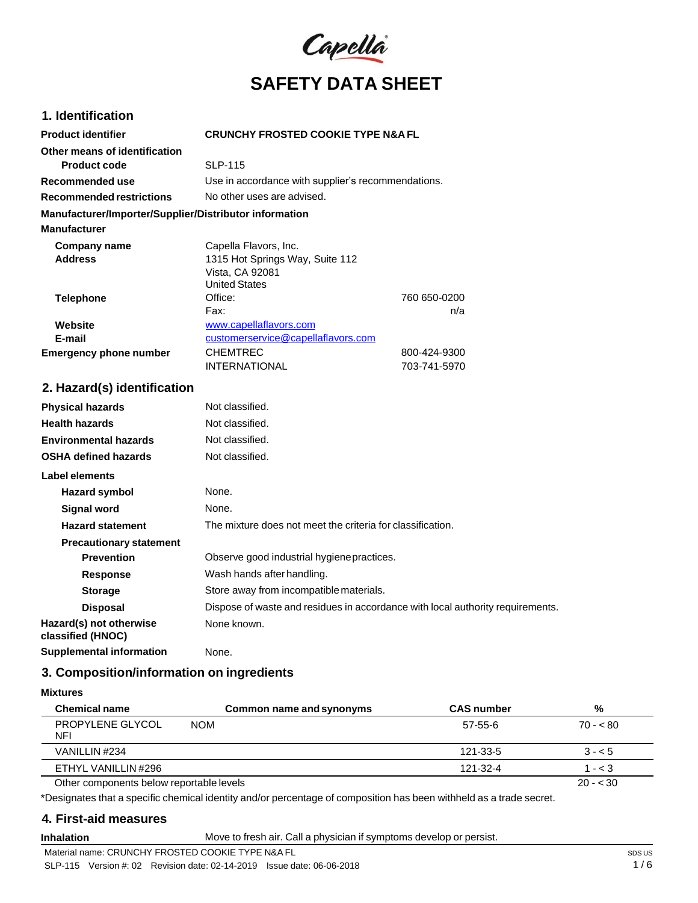# SAFETY DATA SHEET

## 1. Identification

| | | |
|---|---|---|
| **Product identifier** | **CRUNCHY FROSTED COOKIE TYPE N&A FL** | |
| **Other means of identification** | | |
| **Product code** | SLP-115 | |
| **Recommended use** | Use in accordance with supplier's recommendations. | |
| **Recommended restrictions** | No other uses are advised. | |

**Manufacturer/Importer/Supplier/Distributor information**

**Manufacturer**

| | | |
|---|---|---|
| **Company name** | Capella Flavors, Inc. | |
| **Address** | 1315 Hot Springs Way, Suite 112<br>Vista, CA 92081<br>United States | |
| **Telephone** | Office: | 760 650-0200 |
| | Fax: | n/a |
| **Website** | www.capellaflavors.com | |
| **E-mail** | customerservice@capellaflavors.com | |
| **Emergency phone number** | CHEMTREC | 800-424-9300 |
| | INTERNATIONAL | 703-741-5970 |

## 2. Hazard(s) identification

| | |
|---|---|
| **Physical hazards** | Not classified. |
| **Health hazards** | Not classified. |
| **Environmental hazards** | Not classified. |
| **OSHA defined hazards** | Not classified. |

**Label elements**

| | |
|---|---|
| **Hazard symbol** | None. |
| **Signal word** | None. |
| **Hazard statement** | The mixture does not meet the criteria for classification. |
| **Precautionary statement** | |
| **Prevention** | Observe good industrial hygiene practices. |
| **Response** | Wash hands after handling. |
| **Storage** | Store away from incompatible materials. |
| **Disposal** | Dispose of waste and residues in accordance with local authority requirements. |
| **Hazard(s) not otherwise classified (HNOC)** | None known. |
| **Supplemental information** | None. |

## 3. Composition/information on ingredients

**Mixtures**

| Chemical name | Common name and synonyms | CAS number | % |
|---|---|---|---|
| PROPYLENE GLYCOL NFI | NOM | 57-55-6 | 70 - < 80 |
| VANILLIN #234 | | 121-33-5 | 3 - < 5 |
| ETHYL VANILLIN #296 | | 121-32-4 | 1 - < 3 |
| Other components below reportable levels | | | 20 - < 30 |

*Designates that a specific chemical identity and/or percentage of composition has been withheld as a trade secret.

## 4. First-aid measures

| | |
|---|---|
| **Inhalation** | Move to fresh air. Call a physician if symptoms develop or persist. |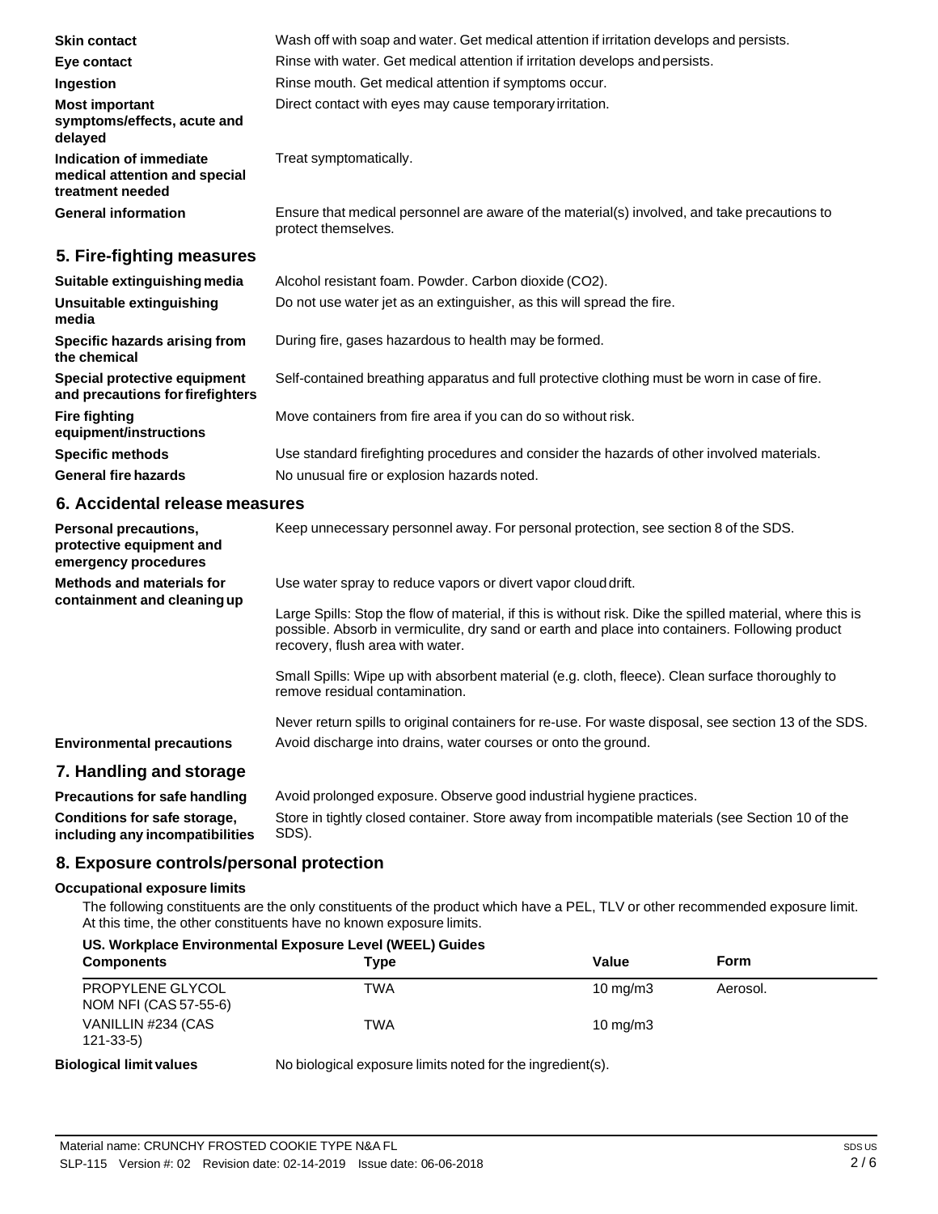| | |
|---|---|
| **Skin contact** | Wash off with soap and water. Get medical attention if irritation develops and persists. |
| **Eye contact** | Rinse with water. Get medical attention if irritation develops and persists. |
| **Ingestion** | Rinse mouth. Get medical attention if symptoms occur. |
| **Most important symptoms/effects, acute and delayed** | Direct contact with eyes may cause temporary irritation. |
| **Indication of immediate medical attention and special treatment needed** | Treat symptomatically. |
| **General information** | Ensure that medical personnel are aware of the material(s) involved, and take precautions to protect themselves. |

## 5. Fire-fighting measures

| | |
|---|---|
| **Suitable extinguishing media** | Alcohol resistant foam. Powder. Carbon dioxide ($CO_2$). |
| **Unsuitable extinguishing media** | Do not use water jet as an extinguisher, as this will spread the fire. |
| **Specific hazards arising from the chemical** | During fire, gases hazardous to health may be formed. |
| **Special protective equipment and precautions for firefighters** | Self-contained breathing apparatus and full protective clothing must be worn in case of fire. |
| **Fire fighting equipment/instructions** | Move containers from fire area if you can do so without risk. |
| **Specific methods** | Use standard firefighting procedures and consider the hazards of other involved materials. |
| **General fire hazards** | No unusual fire or explosion hazards noted. |

## 6. Accidental release measures

**Personal precautions, protective equipment and emergency procedures**
Keep unnecessary personnel away. For personal protection, see section 8 of the SDS.

**Methods and materials for containment and cleaning up**
Use water spray to reduce vapors or divert vapor cloud drift.

Large Spills: Stop the flow of material, if this is without risk. Dike the spilled material, where this is possible. Absorb in vermiculite, dry sand or earth and place into containers. Following product recovery, flush area with water.

Small Spills: Wipe up with absorbent material (e.g. cloth, fleece). Clean surface thoroughly to remove residual contamination.

Never return spills to original containers for re-use. For waste disposal, see section 13 of the SDS.

**Environmental precautions**
Avoid discharge into drains, water courses or onto the ground.

## 7. Handling and storage

| | |
|---|---|
| **Precautions for safe handling** | Avoid prolonged exposure. Observe good industrial hygiene practices. |
| **Conditions for safe storage, including any incompatibilities** | Store in tightly closed container. Store away from incompatible materials (see Section 10 of the SDS). |

## 8. Exposure controls/personal protection

### Occupational exposure limits

The following constituents are the only constituents of the product which have a PEL, TLV or other recommended exposure limit. At this time, the other constituents have no known exposure limits.

**US. Workplace Environmental Exposure Level (WEEL) Guides**

| Components | Type | Value | Form |
|---|---|---|---|
| PROPYLENE GLYCOL NOM NFI (CAS 57-55-6) | TWA | 10 mg/m3 | Aerosol. |
| VANILLIN #234 (CAS 121-33-5) | TWA | 10 mg/m3 | |

**Biological limit values** No biological exposure limits noted for the ingredient(s).

Material name: CRUNCHY FROSTED COOKIE TYPE N&A FL
SLP-115 Version #: 02 Revision date: 02-14-2019 Issue date: 06-06-2018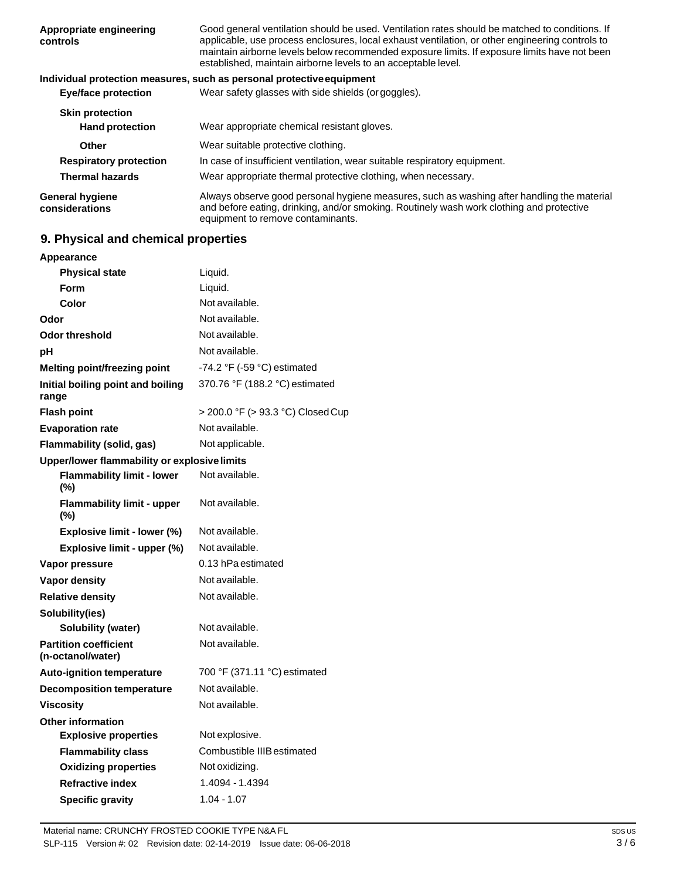| | |
|---|---|
| **Appropriate engineering controls** | Good general ventilation should be used. Ventilation rates should be matched to conditions. If applicable, use process enclosures, local exhaust ventilation, or other engineering controls to maintain airborne levels below recommended exposure limits. If exposure limits have not been established, maintain airborne levels to an acceptable level. |

**Individual protection measures, such as personal protective equipment**

| | |
|---|---|
| **Eye/face protection** | Wear safety glasses with side shields (or goggles). |
| **Skin protection** | |
| **Hand protection** | Wear appropriate chemical resistant gloves. |
| **Other** | Wear suitable protective clothing. |
| **Respiratory protection** | In case of insufficient ventilation, wear suitable respiratory equipment. |
| **Thermal hazards** | Wear appropriate thermal protective clothing, when necessary. |
| **General hygiene considerations** | Always observe good personal hygiene measures, such as washing after handling the material and before eating, drinking, and/or smoking. Routinely wash work clothing and protective equipment to remove contaminants. |

## 9. Physical and chemical properties

| | |
|---|---|
| **Appearance** | |
| **Physical state** | Liquid. |
| **Form** | Liquid. |
| **Color** | Not available. |
| **Odor** | Not available. |
| **Odor threshold** | Not available. |
| **pH** | Not available. |
| **Melting point/freezing point** | -74.2 °F (-59 °C) estimated |
| **Initial boiling point and boiling range** | 370.76 °F (188.2 °C) estimated |
| **Flash point** | > 200.0 °F (> 93.3 °C) Closed Cup |
| **Evaporation rate** | Not available. |
| **Flammability (solid, gas)** | Not applicable. |
| **Upper/lower flammability or explosive limits** | |
| **Flammability limit - lower (%)** | Not available. |
| **Flammability limit - upper (%)** | Not available. |
| **Explosive limit - lower (%)** | Not available. |
| **Explosive limit - upper (%)** | Not available. |
| **Vapor pressure** | 0.13 hPa estimated |
| **Vapor density** | Not available. |
| **Relative density** | Not available. |
| **Solubility(ies)** | |
| **Solubility (water)** | Not available. |
| **Partition coefficient (n-octanol/water)** | Not available. |
| **Auto-ignition temperature** | 700 °F (371.11 °C) estimated |
| **Decomposition temperature** | Not available. |
| **Viscosity** | Not available. |
| **Other information** | |
| **Explosive properties** | Not explosive. |
| **Flammability class** | Combustible IIIB estimated |
| **Oxidizing properties** | Not oxidizing. |
| **Refractive index** | 1.4094 - 1.4394 |
| **Specific gravity** | 1.04 - 1.07 |

Material name: CRUNCHY FROSTED COOKIE TYPE N&A FL
SLP-115 Version #: 02 Revision date: 02-14-2019 Issue date: 06-06-2018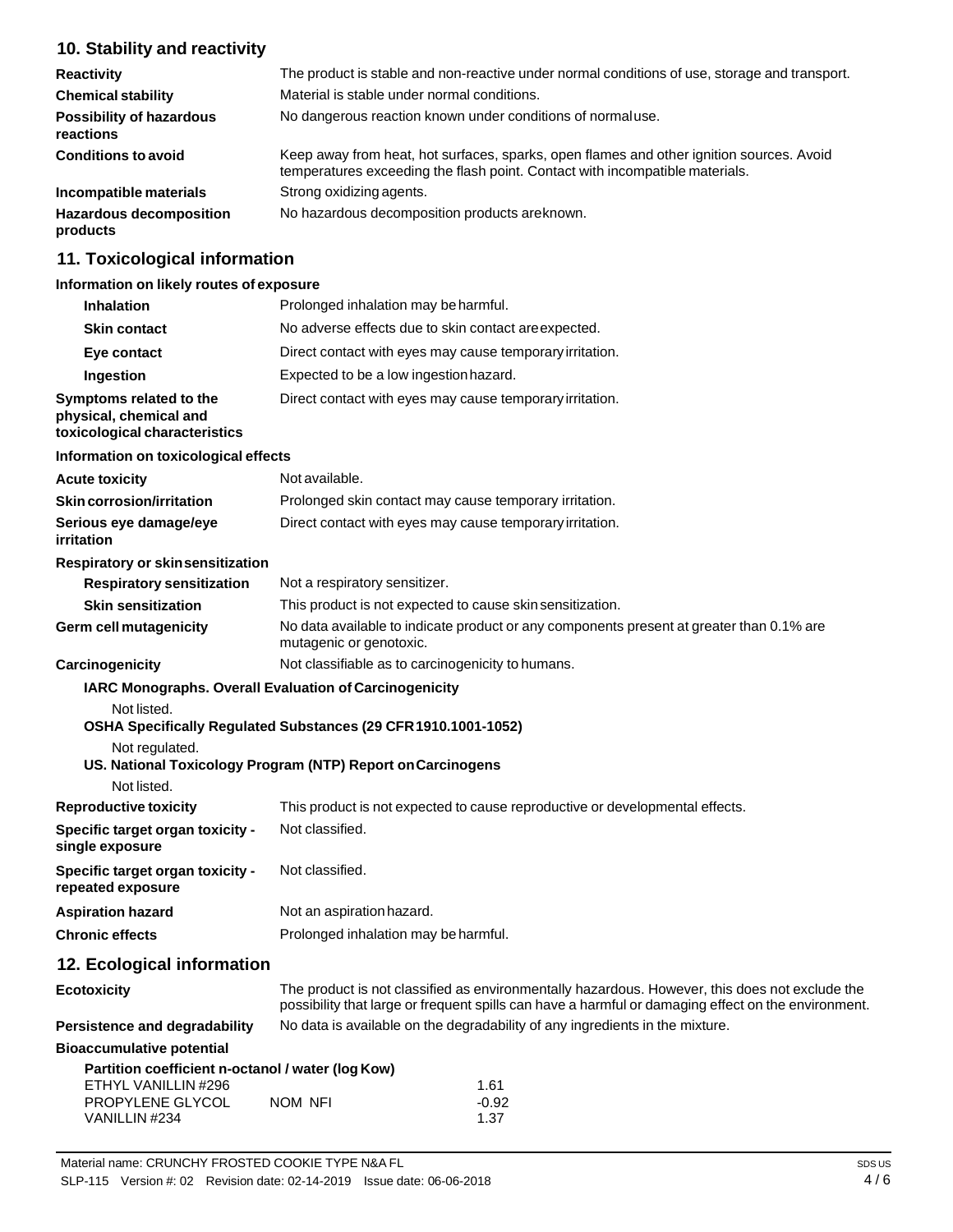## 10. Stability and reactivity

| | |
|---|---|
| **Reactivity** | The product is stable and non-reactive under normal conditions of use, storage and transport. |
| **Chemical stability** | Material is stable under normal conditions. |
| **Possibility of hazardous reactions** | No dangerous reaction known under conditions of normaluse. |
| **Conditions to avoid** | Keep away from heat, hot surfaces, sparks, open flames and other ignition sources. Avoid temperatures exceeding the flash point. Contact with incompatible materials. |
| **Incompatible materials** | Strong oxidizing agents. |
| **Hazardous decomposition products** | No hazardous decomposition products areknown. |

## 11. Toxicological information

**Information on likely routes of exposure**

| | |
|---|---|
| **Inhalation** | Prolonged inhalation may be harmful. |
| **Skin contact** | No adverse effects due to skin contact areexpected. |
| **Eye contact** | Direct contact with eyes may cause temporary irritation. |
| **Ingestion** | Expected to be a low ingestion hazard. |
| **Symptoms related to the physical, chemical and toxicological characteristics** | Direct contact with eyes may cause temporary irritation. |

**Information on toxicological effects**

| | |
|---|---|
| **Acute toxicity** | Not available. |
| **Skin corrosion/irritation** | Prolonged skin contact may cause temporary irritation. |
| **Serious eye damage/eye irritation** | Direct contact with eyes may cause temporary irritation. |

**Respiratory or skin sensitization**

| | |
|---|---|
| **Respiratory sensitization** | Not a respiratory sensitizer. |
| **Skin sensitization** | This product is not expected to cause skin sensitization. |
| **Germ cell mutagenicity** | No data available to indicate product or any components present at greater than 0.1% are mutagenic or genotoxic. |
| **Carcinogenicity** | Not classifiable as to carcinogenicity to humans. |

**IARC Monographs. Overall Evaluation of Carcinogenicity**

Not listed.

**OSHA Specifically Regulated Substances (29 CFR 1910.1001-1052)**

Not regulated.

**US. National Toxicology Program (NTP) Report on Carcinogens**

Not listed.

| | |
|---|---|
| **Reproductive toxicity** | This product is not expected to cause reproductive or developmental effects. |
| **Specific target organ toxicity - single exposure** | Not classified. |
| **Specific target organ toxicity - repeated exposure** | Not classified. |
| **Aspiration hazard** | Not an aspiration hazard. |
| **Chronic effects** | Prolonged inhalation may be harmful. |

## 12. Ecological information

| | |
|---|---|
| **Ecotoxicity** | The product is not classified as environmentally hazardous. However, this does not exclude the possibility that large or frequent spills can have a harmful or damaging effect on the environment. |
| **Persistence and degradability** | No data is available on the degradability of any ingredients in the mixture. |

**Bioaccumulative potential**

**Partition coefficient n-octanol / water (log Kow)**

| | | |
|---|---|---|
| ETHYL VANILLIN #296 | | 1.61 |
| PROPYLENE GLYCOL | NOM NFI | -0.92 |
| VANILLIN #234 | | 1.37 |

Material name: CRUNCHY FROSTED COOKIE TYPE N&A FL

SLP-115 Version #: 02 Revision date: 02-14-2019 Issue date: 06-06-2018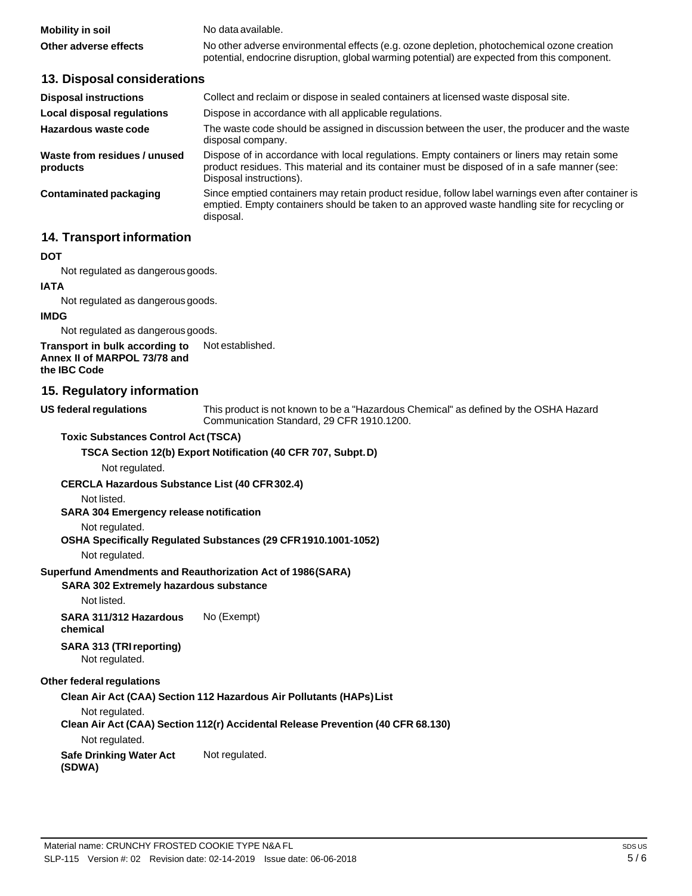| | |
|---|---|
| **Mobility in soil** | No data available. |
| **Other adverse effects** | No other adverse environmental effects (e.g. ozone depletion, photochemical ozone creation potential, endocrine disruption, global warming potential) are expected from this component. |

## 13. Disposal considerations

| | |
|---|---|
| **Disposal instructions** | Collect and reclaim or dispose in sealed containers at licensed waste disposal site. |
| **Local disposal regulations** | Dispose in accordance with all applicable regulations. |
| **Hazardous waste code** | The waste code should be assigned in discussion between the user, the producer and the waste disposal company. |
| **Waste from residues / unused products** | Dispose of in accordance with local regulations. Empty containers or liners may retain some product residues. This material and its container must be disposed of in a safe manner (see: Disposal instructions). |
| **Contaminated packaging** | Since emptied containers may retain product residue, follow label warnings even after container is emptied. Empty containers should be taken to an approved waste handling site for recycling or disposal. |

## 14. Transport information

**DOT**

Not regulated as dangerous goods.

**IATA**

Not regulated as dangerous goods.

**IMDG**

Not regulated as dangerous goods.

**Transport in bulk according to Annex II of MARPOL 73/78 and the IBC Code** Not established.

## 15. Regulatory information

**US federal regulations** This product is not known to be a "Hazardous Chemical" as defined by the OSHA Hazard Communication Standard, 29 CFR 1910.1200.

**Toxic Substances Control Act (TSCA)**

**TSCA Section 12(b) Export Notification (40 CFR 707, Subpt. D)**

Not regulated.

**CERCLA Hazardous Substance List (40 CFR 302.4)**

Not listed.

**SARA 304 Emergency release notification**

Not regulated.

**OSHA Specifically Regulated Substances (29 CFR 1910.1001-1052)**

Not regulated.

**Superfund Amendments and Reauthorization Act of 1986 (SARA)**

**SARA 302 Extremely hazardous substance**

Not listed.

**SARA 311/312 Hazardous chemical** No (Exempt)

**SARA 313 (TRI reporting)**

Not regulated.

**Other federal regulations**

**Clean Air Act (CAA) Section 112 Hazardous Air Pollutants (HAPs) List**

Not regulated.

**Clean Air Act (CAA) Section 112(r) Accidental Release Prevention (40 CFR 68.130)**

Not regulated.

**Safe Drinking Water Act (SDWA)** Not regulated.

Material name: CRUNCHY FROSTED COOKIE TYPE N&A FL
SLP-115 Version #: 02 Revision date: 02-14-2019 Issue date: 06-06-2018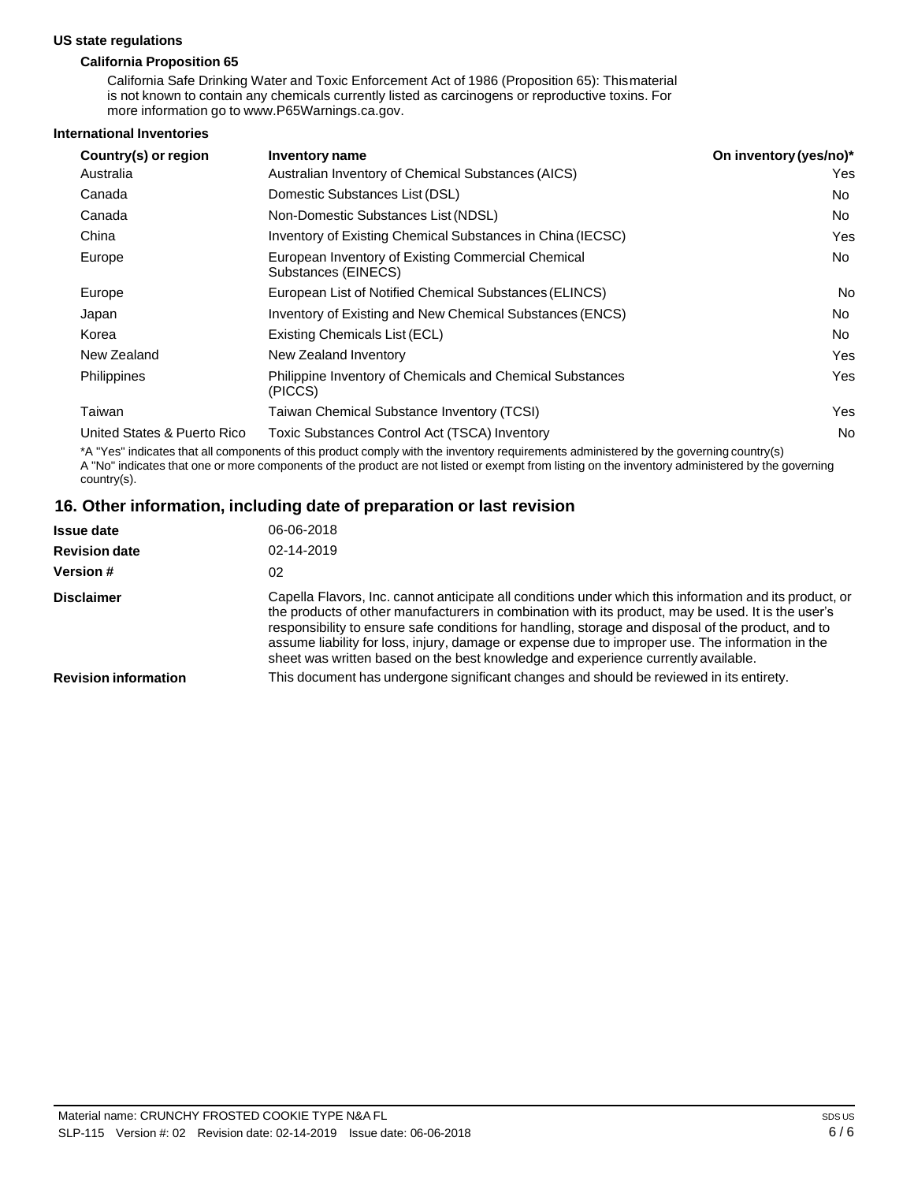**US state regulations**

**California Proposition 65**

California Safe Drinking Water and Toxic Enforcement Act of 1986 (Proposition 65): This material is not known to contain any chemicals currently listed as carcinogens or reproductive toxins. For more information go to www.P65Warnings.ca.gov.

**International Inventories**

| Country(s) or region | Inventory name | On inventory (yes/no)* |
| --- | --- | --- |
| Australia | Australian Inventory of Chemical Substances (AICS) | Yes |
| Canada | Domestic Substances List (DSL) | No |
| Canada | Non-Domestic Substances List (NDSL) | No |
| China | Inventory of Existing Chemical Substances in China (IECSC) | Yes |
| Europe | European Inventory of Existing Commercial Chemical Substances (EINECS) | No |
| Europe | European List of Notified Chemical Substances (ELINCS) | No |
| Japan | Inventory of Existing and New Chemical Substances (ENCS) | No |
| Korea | Existing Chemicals List (ECL) | No |
| New Zealand | New Zealand Inventory | Yes |
| Philippines | Philippine Inventory of Chemicals and Chemical Substances (PICCS) | Yes |
| Taiwan | Taiwan Chemical Substance Inventory (TCSI) | Yes |
| United States & Puerto Rico | Toxic Substances Control Act (TSCA) Inventory | No |

*A "Yes" indicates that all components of this product comply with the inventory requirements administered by the governing country(s)
A "No" indicates that one or more components of the product are not listed or exempt from listing on the inventory administered by the governing country(s).

## 16. Other information, including date of preparation or last revision

| | |
| --- | --- |
| **Issue date** | 06-06-2018 |
| **Revision date** | 02-14-2019 |
| **Version #** | 02 |
| **Disclaimer** | Capella Flavors, Inc. cannot anticipate all conditions under which this information and its product, or the products of other manufacturers in combination with its product, may be used. It is the user's responsibility to ensure safe conditions for handling, storage and disposal of the product, and to assume liability for loss, injury, damage or expense due to improper use. The information in the sheet was written based on the best knowledge and experience currently available. |
| **Revision information** | This document has undergone significant changes and should be reviewed in its entirety. |